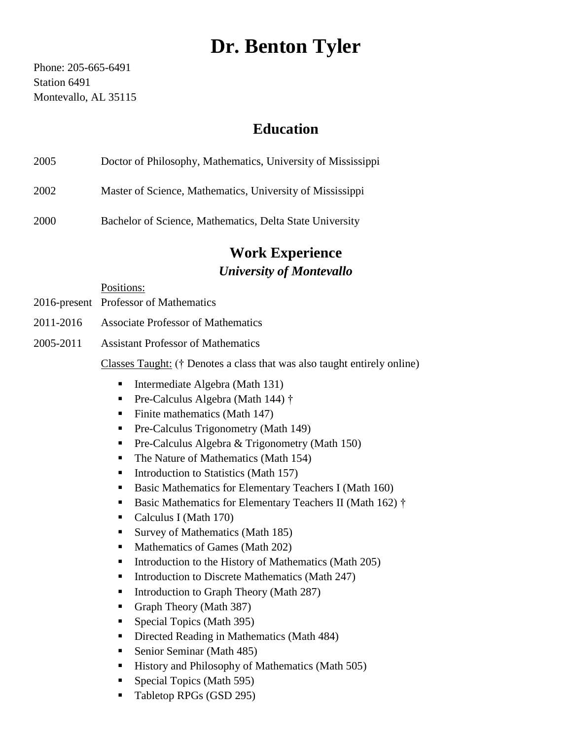# Dr. Benton Tyler

Phone: 205-665-6491
Station 6491
Montevallo, AL 35115

## Education

2005 Doctor of Philosophy, Mathematics, University of Mississippi

2002 Master of Science, Mathematics, University of Mississippi

2000 Bachelor of Science, Mathematics, Delta State University

## Work Experience

### *University of Montevallo*

Positions:

2016-present Professor of Mathematics

2011-2016 Associate Professor of Mathematics

2005-2011 Assistant Professor of Mathematics

Classes Taught: († Denotes a class that was also taught entirely online)

- Intermediate Algebra (Math 131)
- Pre-Calculus Algebra (Math 144) †
- Finite mathematics (Math 147)
- Pre-Calculus Trigonometry (Math 149)
- Pre-Calculus Algebra & Trigonometry (Math 150)
- The Nature of Mathematics (Math 154)
- Introduction to Statistics (Math 157)
- Basic Mathematics for Elementary Teachers I (Math 160)
- Basic Mathematics for Elementary Teachers II (Math 162) †
- Calculus I (Math 170)
- Survey of Mathematics (Math 185)
- Mathematics of Games (Math 202)
- Introduction to the History of Mathematics (Math 205)
- Introduction to Discrete Mathematics (Math 247)
- Introduction to Graph Theory (Math 287)
- Graph Theory (Math 387)
- Special Topics (Math 395)
- Directed Reading in Mathematics (Math 484)
- Senior Seminar (Math 485)
- History and Philosophy of Mathematics (Math 505)
- Special Topics (Math 595)
- Tabletop RPGs (GSD 295)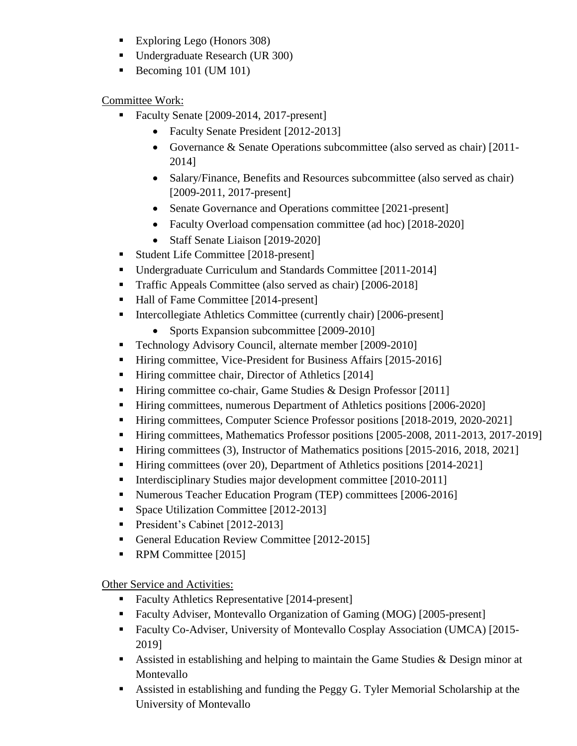- Exploring Lego (Honors 308)
- Undergraduate Research (UR 300)
- Becoming 101 (UM 101)

Committee Work:

- Faculty Senate [2009-2014, 2017-present]
    - Faculty Senate President [2012-2013]
    - Governance & Senate Operations subcommittee (also served as chair) [2011-2014]
    - Salary/Finance, Benefits and Resources subcommittee (also served as chair) [2009-2011, 2017-present]
    - Senate Governance and Operations committee [2021-present]
    - Faculty Overload compensation committee (ad hoc) [2018-2020]
    - Staff Senate Liaison [2019-2020]
- Student Life Committee [2018-present]
- Undergraduate Curriculum and Standards Committee [2011-2014]
- Traffic Appeals Committee (also served as chair) [2006-2018]
- Hall of Fame Committee [2014-present]
- Intercollegiate Athletics Committee (currently chair) [2006-present]
    - Sports Expansion subcommittee [2009-2010]
- Technology Advisory Council, alternate member [2009-2010]
- Hiring committee, Vice-President for Business Affairs [2015-2016]
- Hiring committee chair, Director of Athletics [2014]
- Hiring committee co-chair, Game Studies & Design Professor [2011]
- Hiring committees, numerous Department of Athletics positions [2006-2020]
- Hiring committees, Computer Science Professor positions [2018-2019, 2020-2021]
- Hiring committees, Mathematics Professor positions [2005-2008, 2011-2013, 2017-2019]
- Hiring committees (3), Instructor of Mathematics positions [2015-2016, 2018, 2021]
- Hiring committees (over 20), Department of Athletics positions [2014-2021]
- Interdisciplinary Studies major development committee [2010-2011]
- Numerous Teacher Education Program (TEP) committees [2006-2016]
- Space Utilization Committee [2012-2013]
- President's Cabinet [2012-2013]
- General Education Review Committee [2012-2015]
- RPM Committee [2015]

Other Service and Activities:

- Faculty Athletics Representative [2014-present]
- Faculty Adviser, Montevallo Organization of Gaming (MOG) [2005-present]
- Faculty Co-Adviser, University of Montevallo Cosplay Association (UMCA) [2015-2019]
- Assisted in establishing and helping to maintain the Game Studies & Design minor at Montevallo
- Assisted in establishing and funding the Peggy G. Tyler Memorial Scholarship at the University of Montevallo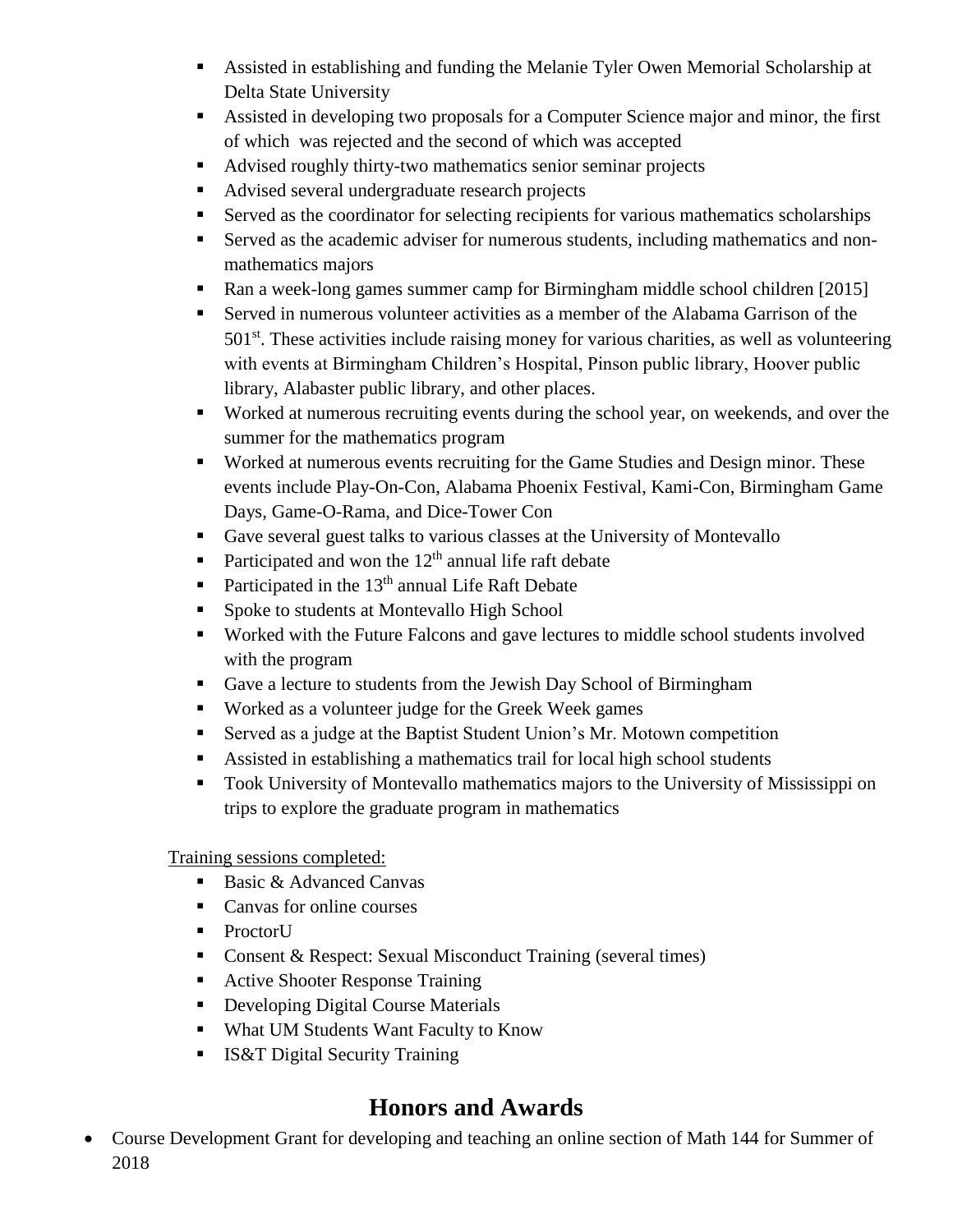- Assisted in establishing and funding the Melanie Tyler Owen Memorial Scholarship at Delta State University
- Assisted in developing two proposals for a Computer Science major and minor, the first of which was rejected and the second of which was accepted
- Advised roughly thirty-two mathematics senior seminar projects
- Advised several undergraduate research projects
- Served as the coordinator for selecting recipients for various mathematics scholarships
- Served as the academic adviser for numerous students, including mathematics and non-mathematics majors
- Ran a week-long games summer camp for Birmingham middle school children [2015]
- Served in numerous volunteer activities as a member of the Alabama Garrison of the 501st. These activities include raising money for various charities, as well as volunteering with events at Birmingham Children's Hospital, Pinson public library, Hoover public library, Alabaster public library, and other places.
- Worked at numerous recruiting events during the school year, on weekends, and over the summer for the mathematics program
- Worked at numerous events recruiting for the Game Studies and Design minor. These events include Play-On-Con, Alabama Phoenix Festival, Kami-Con, Birmingham Game Days, Game-O-Rama, and Dice-Tower Con
- Gave several guest talks to various classes at the University of Montevallo
- Participated and won the 12th annual life raft debate
- Participated in the 13th annual Life Raft Debate
- Spoke to students at Montevallo High School
- Worked with the Future Falcons and gave lectures to middle school students involved with the program
- Gave a lecture to students from the Jewish Day School of Birmingham
- Worked as a volunteer judge for the Greek Week games
- Served as a judge at the Baptist Student Union's Mr. Motown competition
- Assisted in establishing a mathematics trail for local high school students
- Took University of Montevallo mathematics majors to the University of Mississippi on trips to explore the graduate program in mathematics

Training sessions completed:

- Basic & Advanced Canvas
- Canvas for online courses
- ProctorU
- Consent & Respect: Sexual Misconduct Training (several times)
- Active Shooter Response Training
- Developing Digital Course Materials
- What UM Students Want Faculty to Know
- IS&T Digital Security Training

## Honors and Awards

- Course Development Grant for developing and teaching an online section of Math 144 for Summer of 2018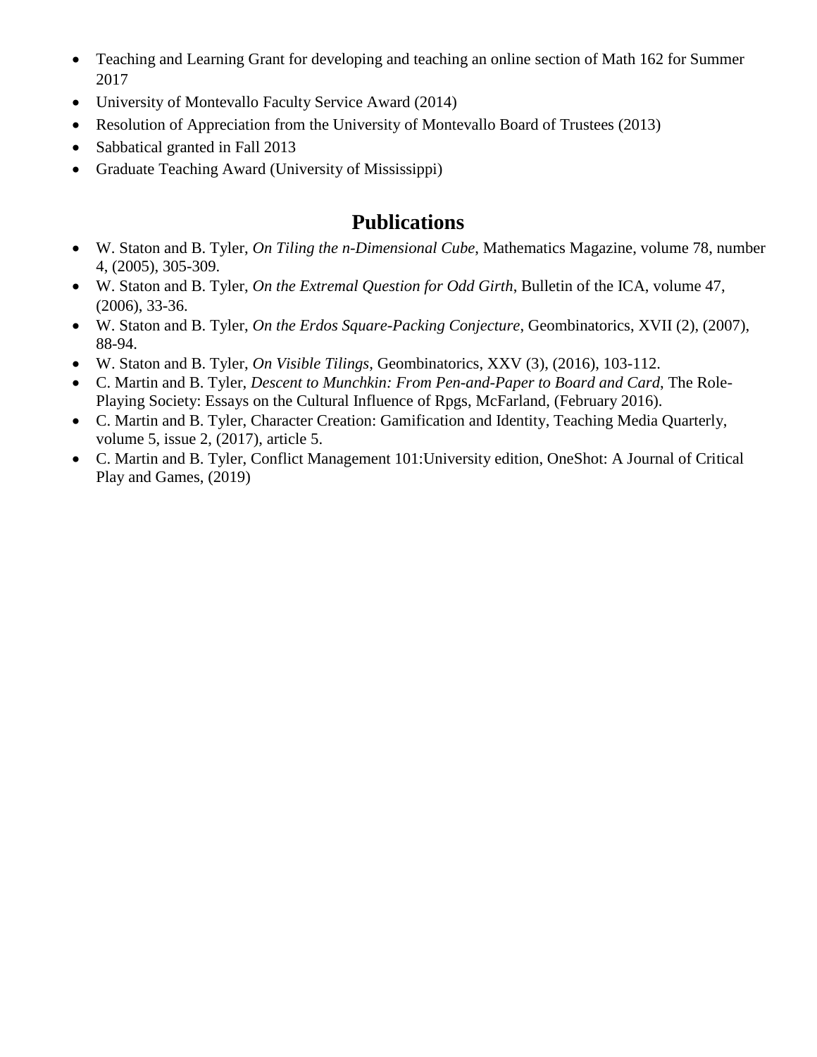- Teaching and Learning Grant for developing and teaching an online section of Math 162 for Summer 2017
- University of Montevallo Faculty Service Award (2014)
- Resolution of Appreciation from the University of Montevallo Board of Trustees (2013)
- Sabbatical granted in Fall 2013
- Graduate Teaching Award (University of Mississippi)

## Publications

- W. Staton and B. Tyler, *On Tiling the n-Dimensional Cube*, Mathematics Magazine, volume 78, number 4, (2005), 305-309.
- W. Staton and B. Tyler, *On the Extremal Question for Odd Girth*, Bulletin of the ICA, volume 47, (2006), 33-36.
- W. Staton and B. Tyler, *On the Erdos Square-Packing Conjecture*, Geombinatorics, XVII (2), (2007), 88-94.
- W. Staton and B. Tyler, *On Visible Tilings*, Geombinatorics, XXV (3), (2016), 103-112.
- C. Martin and B. Tyler, *Descent to Munchkin: From Pen-and-Paper to Board and Card*, The Role-Playing Society: Essays on the Cultural Influence of Rpgs, McFarland, (February 2016).
- C. Martin and B. Tyler, Character Creation: Gamification and Identity, Teaching Media Quarterly, volume 5, issue 2, (2017), article 5.
- C. Martin and B. Tyler, Conflict Management 101:University edition, OneShot: A Journal of Critical Play and Games, (2019)